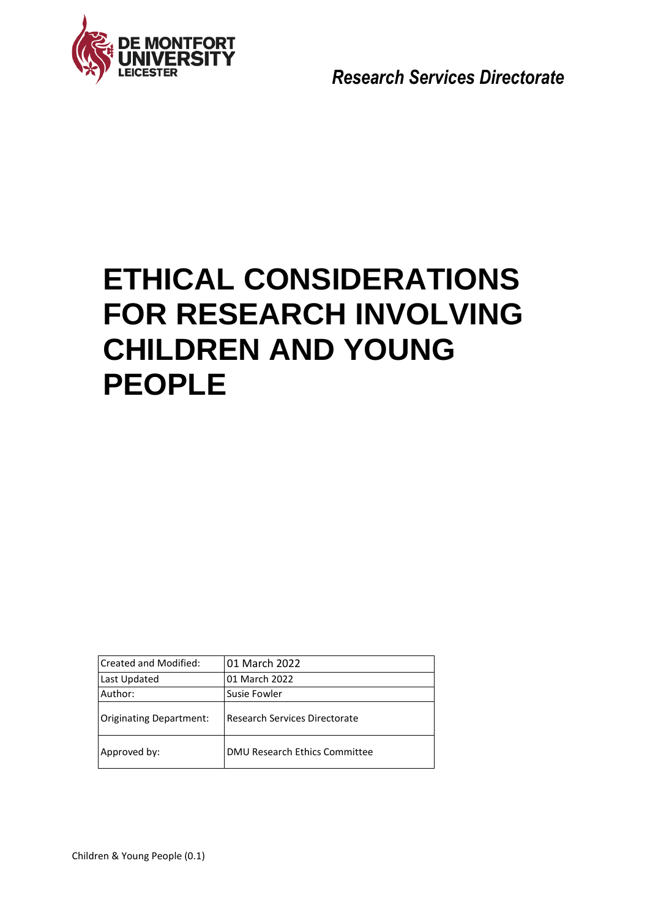*Research Services Directorate*

# ETHICAL CONSIDERATIONS FOR RESEARCH INVOLVING CHILDREN AND YOUNG PEOPLE

| Created and Modified: | 01 March 2022 |
|---|---|
| Last Updated | 01 March 2022 |
| Author: | Susie Fowler |
| Originating Department: | Research Services Directorate |
| Approved by: | DMU Research Ethics Committee |

Children & Young People (0.1)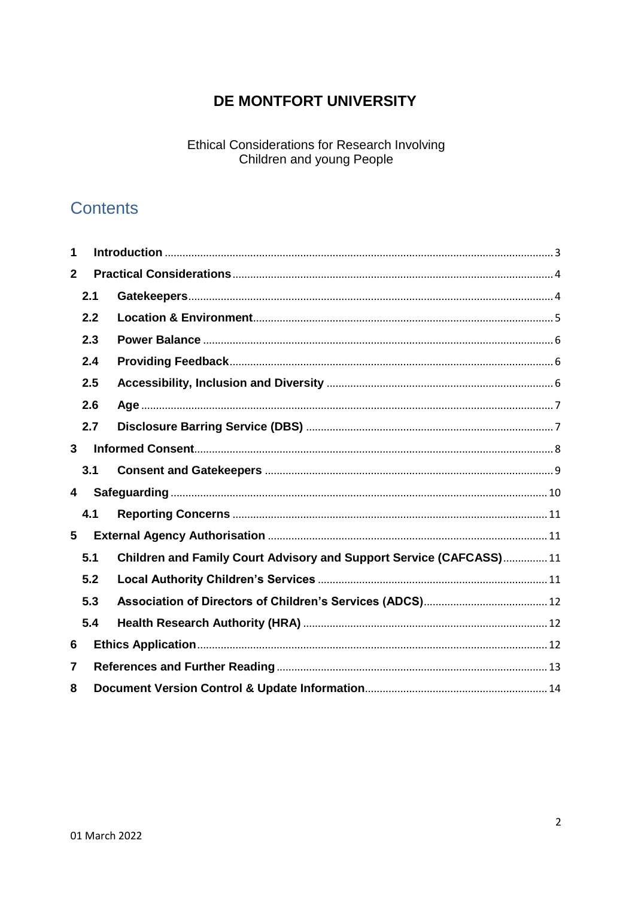# DE MONTFORT UNIVERSITY

Ethical Considerations for Research Involving
Children and young People

## Contents

1 **Introduction** ........ 3

2 **Practical Considerations** ........ 4

- 2.1 **Gatekeepers** ........ 4
- 2.2 **Location & Environment** ........ 5
- 2.3 **Power Balance** ........ 6
- 2.4 **Providing Feedback** ........ 6
- 2.5 **Accessibility, Inclusion and Diversity** ........ 6
- 2.6 **Age** ........ 7
- 2.7 **Disclosure Barring Service (DBS)** ........ 7

3 **Informed Consent** ........ 8

- 3.1 **Consent and Gatekeepers** ........ 9

4 **Safeguarding** ........ 10

- 4.1 **Reporting Concerns** ........ 11

5 **External Agency Authorisation** ........ 11

- 5.1 **Children and Family Court Advisory and Support Service (CAFCASS)** ........ 11
- 5.2 **Local Authority Children's Services** ........ 11
- 5.3 **Association of Directors of Children's Services (ADCS)** ........ 12
- 5.4 **Health Research Authority (HRA)** ........ 12

6 **Ethics Application** ........ 12

7 **References and Further Reading** ........ 13

8 **Document Version Control & Update Information** ........ 14

01 March 2022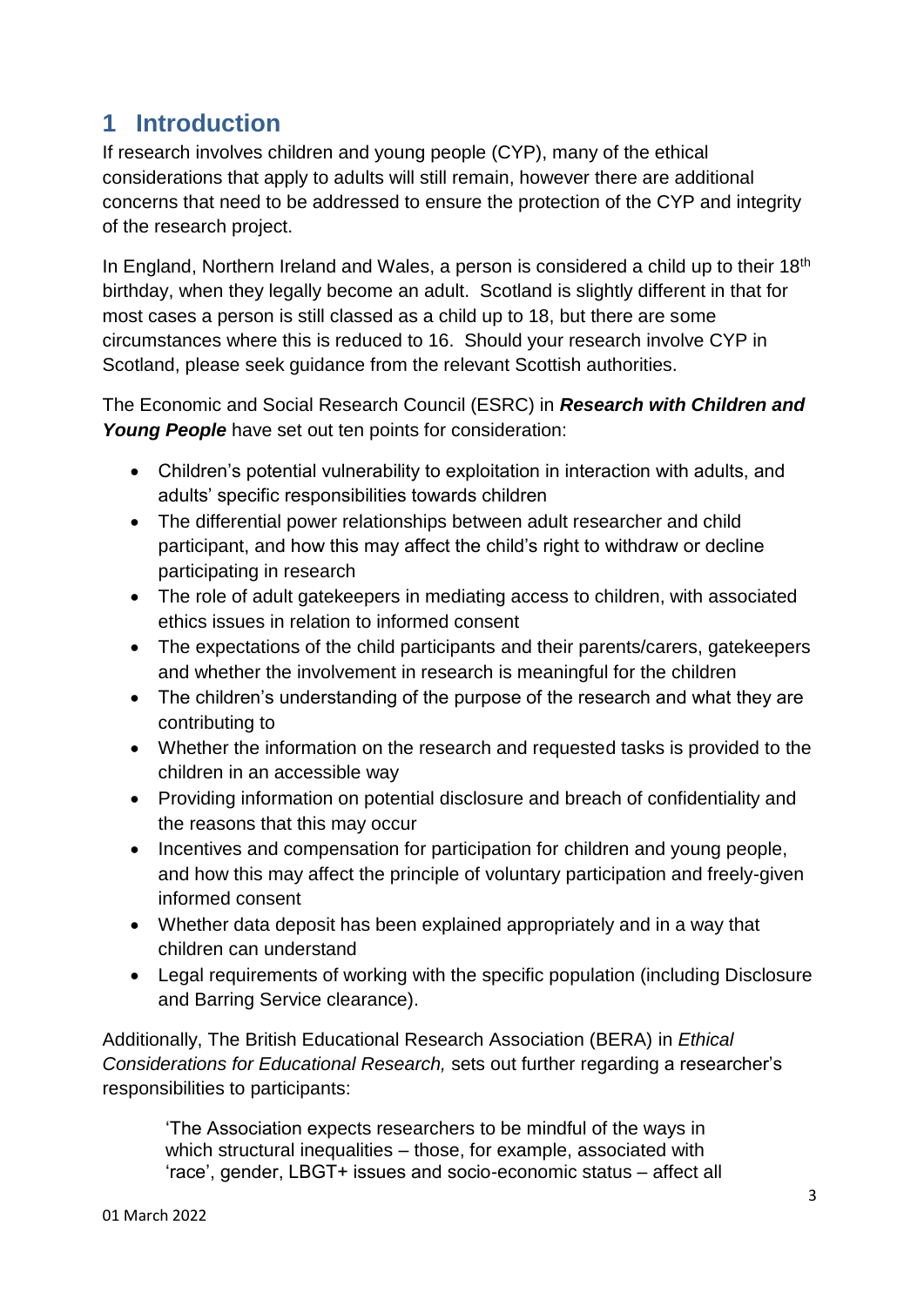# 1 Introduction

If research involves children and young people (CYP), many of the ethical considerations that apply to adults will still remain, however there are additional concerns that need to be addressed to ensure the protection of the CYP and integrity of the research project.

In England, Northern Ireland and Wales, a person is considered a child up to their 18th birthday, when they legally become an adult. Scotland is slightly different in that for most cases a person is still classed as a child up to 18, but there are some circumstances where this is reduced to 16. Should your research involve CYP in Scotland, please seek guidance from the relevant Scottish authorities.

The Economic and Social Research Council (ESRC) in ***Research with Children and Young People*** have set out ten points for consideration:

- Children's potential vulnerability to exploitation in interaction with adults, and adults' specific responsibilities towards children
- The differential power relationships between adult researcher and child participant, and how this may affect the child's right to withdraw or decline participating in research
- The role of adult gatekeepers in mediating access to children, with associated ethics issues in relation to informed consent
- The expectations of the child participants and their parents/carers, gatekeepers and whether the involvement in research is meaningful for the children
- The children's understanding of the purpose of the research and what they are contributing to
- Whether the information on the research and requested tasks is provided to the children in an accessible way
- Providing information on potential disclosure and breach of confidentiality and the reasons that this may occur
- Incentives and compensation for participation for children and young people, and how this may affect the principle of voluntary participation and freely-given informed consent
- Whether data deposit has been explained appropriately and in a way that children can understand
- Legal requirements of working with the specific population (including Disclosure and Barring Service clearance).

Additionally, The British Educational Research Association (BERA) in *Ethical Considerations for Educational Research,* sets out further regarding a researcher's responsibilities to participants:

> 'The Association expects researchers to be mindful of the ways in which structural inequalities – those, for example, associated with 'race', gender, LBGT+ issues and socio-economic status – affect all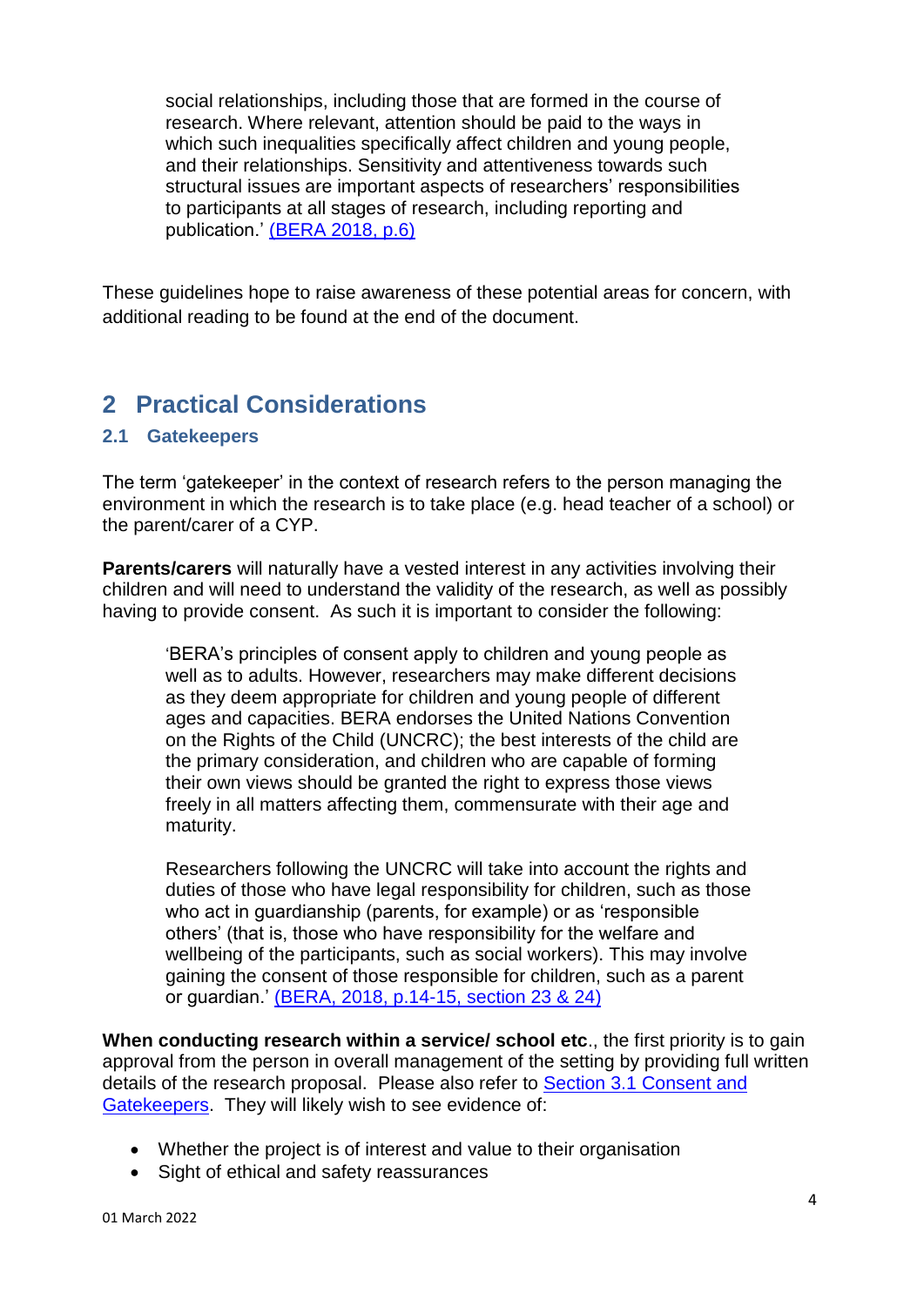> social relationships, including those that are formed in the course of research. Where relevant, attention should be paid to the ways in which such inequalities specifically affect children and young people, and their relationships. Sensitivity and attentiveness towards such structural issues are important aspects of researchers' responsibilities to participants at all stages of research, including reporting and publication.' (BERA 2018, p.6)

These guidelines hope to raise awareness of these potential areas for concern, with additional reading to be found at the end of the document.

# 2 Practical Considerations

## 2.1 Gatekeepers

The term 'gatekeeper' in the context of research refers to the person managing the environment in which the research is to take place (e.g. head teacher of a school) or the parent/carer of a CYP.

**Parents/carers** will naturally have a vested interest in any activities involving their children and will need to understand the validity of the research, as well as possibly having to provide consent. As such it is important to consider the following:

> 'BERA's principles of consent apply to children and young people as well as to adults. However, researchers may make different decisions as they deem appropriate for children and young people of different ages and capacities. BERA endorses the United Nations Convention on the Rights of the Child (UNCRC); the best interests of the child are the primary consideration, and children who are capable of forming their own views should be granted the right to express those views freely in all matters affecting them, commensurate with their age and maturity.
>
> Researchers following the UNCRC will take into account the rights and duties of those who have legal responsibility for children, such as those who act in guardianship (parents, for example) or as 'responsible others' (that is, those who have responsibility for the welfare and wellbeing of the participants, such as social workers). This may involve gaining the consent of those responsible for children, such as a parent or guardian.' (BERA, 2018, p.14-15, section 23 & 24)

**When conducting research within a service/ school etc**., the first priority is to gain approval from the person in overall management of the setting by providing full written details of the research proposal. Please also refer to Section 3.1 Consent and Gatekeepers. They will likely wish to see evidence of:

- Whether the project is of interest and value to their organisation
- Sight of ethical and safety reassurances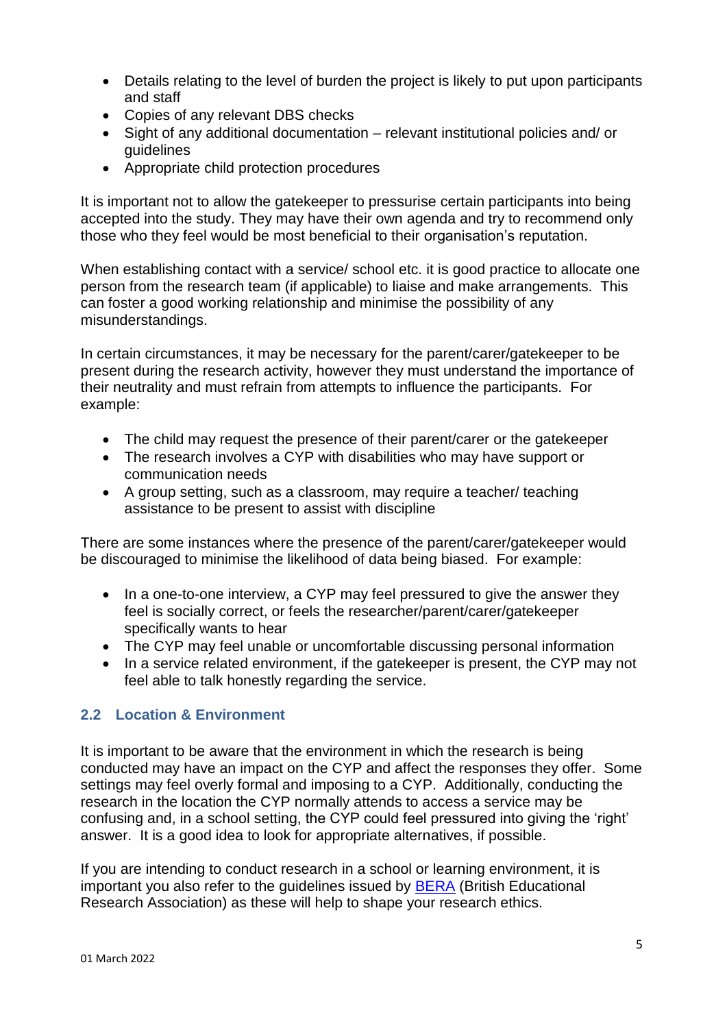- Details relating to the level of burden the project is likely to put upon participants and staff
- Copies of any relevant DBS checks
- Sight of any additional documentation – relevant institutional policies and/ or guidelines
- Appropriate child protection procedures

It is important not to allow the gatekeeper to pressurise certain participants into being accepted into the study. They may have their own agenda and try to recommend only those who they feel would be most beneficial to their organisation's reputation.

When establishing contact with a service/ school etc. it is good practice to allocate one person from the research team (if applicable) to liaise and make arrangements. This can foster a good working relationship and minimise the possibility of any misunderstandings.

In certain circumstances, it may be necessary for the parent/carer/gatekeeper to be present during the research activity, however they must understand the importance of their neutrality and must refrain from attempts to influence the participants. For example:

- The child may request the presence of their parent/carer or the gatekeeper
- The research involves a CYP with disabilities who may have support or communication needs
- A group setting, such as a classroom, may require a teacher/ teaching assistance to be present to assist with discipline

There are some instances where the presence of the parent/carer/gatekeeper would be discouraged to minimise the likelihood of data being biased. For example:

- In a one-to-one interview, a CYP may feel pressured to give the answer they feel is socially correct, or feels the researcher/parent/carer/gatekeeper specifically wants to hear
- The CYP may feel unable or uncomfortable discussing personal information
- In a service related environment, if the gatekeeper is present, the CYP may not feel able to talk honestly regarding the service.

### 2.2 Location & Environment

It is important to be aware that the environment in which the research is being conducted may have an impact on the CYP and affect the responses they offer. Some settings may feel overly formal and imposing to a CYP. Additionally, conducting the research in the location the CYP normally attends to access a service may be confusing and, in a school setting, the CYP could feel pressured into giving the 'right' answer. It is a good idea to look for appropriate alternatives, if possible.

If you are intending to conduct research in a school or learning environment, it is important you also refer to the guidelines issued by BERA (British Educational Research Association) as these will help to shape your research ethics.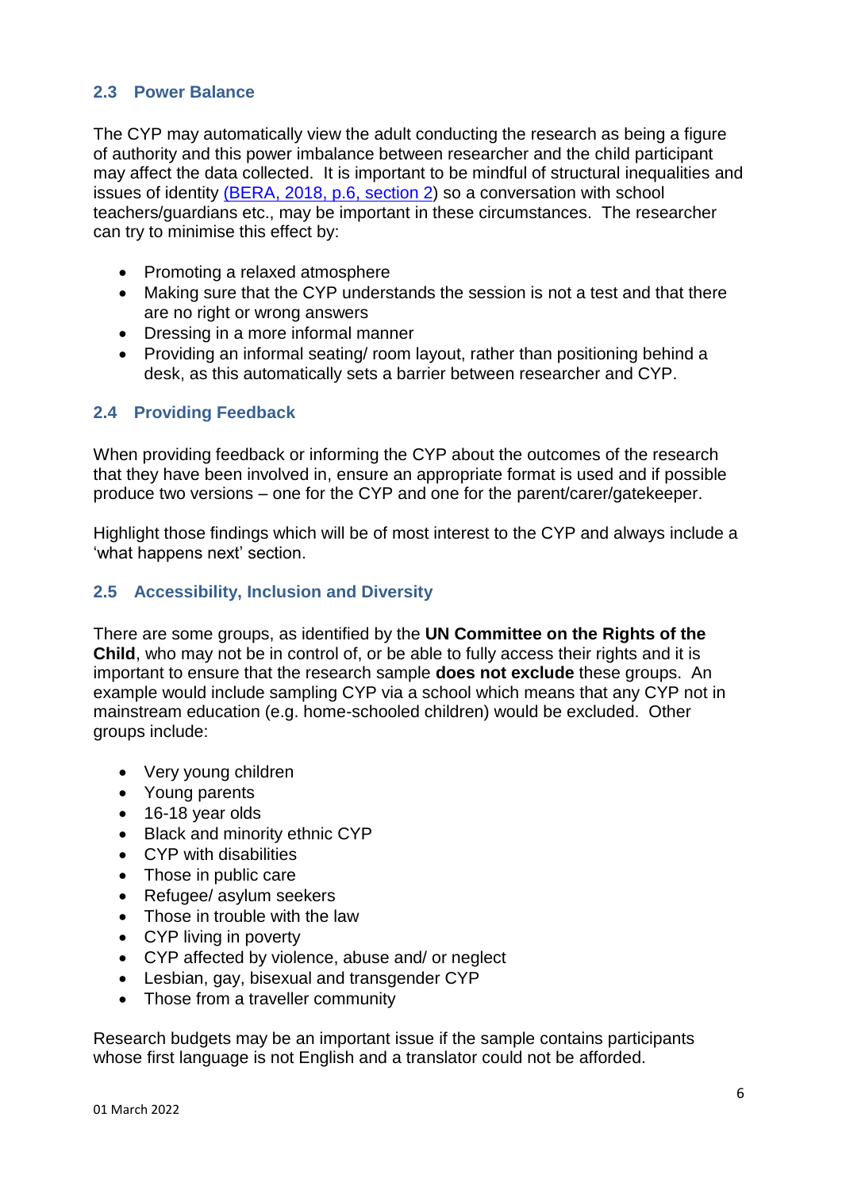### 2.3 Power Balance

The CYP may automatically view the adult conducting the research as being a figure of authority and this power imbalance between researcher and the child participant may affect the data collected. It is important to be mindful of structural inequalities and issues of identity (BERA, 2018, p.6, section 2) so a conversation with school teachers/guardians etc., may be important in these circumstances. The researcher can try to minimise this effect by:

- Promoting a relaxed atmosphere
- Making sure that the CYP understands the session is not a test and that there are no right or wrong answers
- Dressing in a more informal manner
- Providing an informal seating/ room layout, rather than positioning behind a desk, as this automatically sets a barrier between researcher and CYP.

### 2.4 Providing Feedback

When providing feedback or informing the CYP about the outcomes of the research that they have been involved in, ensure an appropriate format is used and if possible produce two versions – one for the CYP and one for the parent/carer/gatekeeper.

Highlight those findings which will be of most interest to the CYP and always include a 'what happens next' section.

### 2.5 Accessibility, Inclusion and Diversity

There are some groups, as identified by the **UN Committee on the Rights of the Child**, who may not be in control of, or be able to fully access their rights and it is important to ensure that the research sample **does not exclude** these groups. An example would include sampling CYP via a school which means that any CYP not in mainstream education (e.g. home-schooled children) would be excluded. Other groups include:

- Very young children
- Young parents
- 16-18 year olds
- Black and minority ethnic CYP
- CYP with disabilities
- Those in public care
- Refugee/ asylum seekers
- Those in trouble with the law
- CYP living in poverty
- CYP affected by violence, abuse and/ or neglect
- Lesbian, gay, bisexual and transgender CYP
- Those from a traveller community

Research budgets may be an important issue if the sample contains participants whose first language is not English and a translator could not be afforded.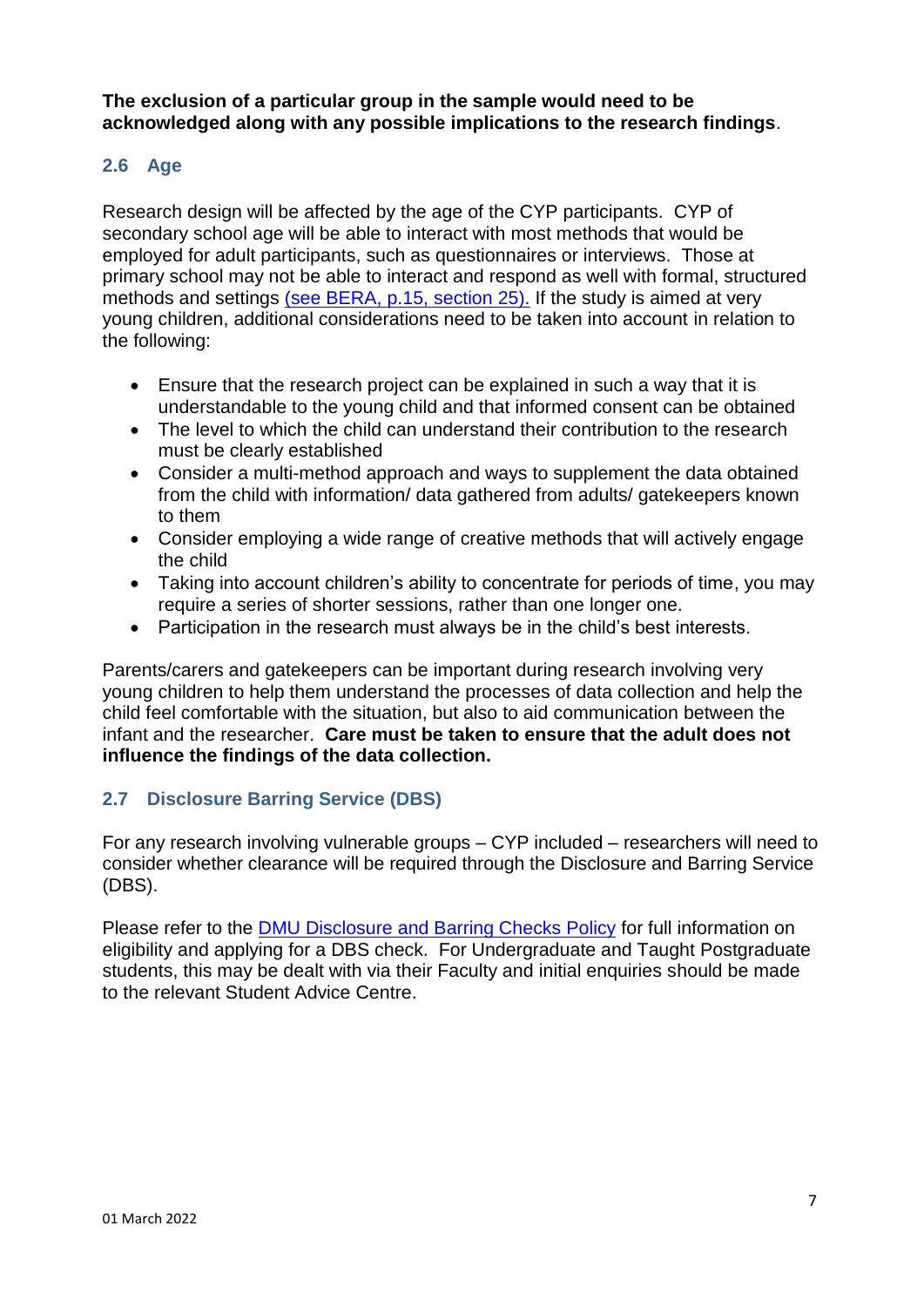**The exclusion of a particular group in the sample would need to be acknowledged along with any possible implications to the research findings**.

## 2.6 Age

Research design will be affected by the age of the CYP participants. CYP of secondary school age will be able to interact with most methods that would be employed for adult participants, such as questionnaires or interviews. Those at primary school may not be able to interact and respond as well with formal, structured methods and settings (see BERA, p.15, section 25). If the study is aimed at very young children, additional considerations need to be taken into account in relation to the following:

- Ensure that the research project can be explained in such a way that it is understandable to the young child and that informed consent can be obtained
- The level to which the child can understand their contribution to the research must be clearly established
- Consider a multi-method approach and ways to supplement the data obtained from the child with information/ data gathered from adults/ gatekeepers known to them
- Consider employing a wide range of creative methods that will actively engage the child
- Taking into account children's ability to concentrate for periods of time, you may require a series of shorter sessions, rather than one longer one.
- Participation in the research must always be in the child's best interests.

Parents/carers and gatekeepers can be important during research involving very young children to help them understand the processes of data collection and help the child feel comfortable with the situation, but also to aid communication between the infant and the researcher. **Care must be taken to ensure that the adult does not influence the findings of the data collection.**

## 2.7 Disclosure Barring Service (DBS)

For any research involving vulnerable groups – CYP included – researchers will need to consider whether clearance will be required through the Disclosure and Barring Service (DBS).

Please refer to the DMU Disclosure and Barring Checks Policy for full information on eligibility and applying for a DBS check. For Undergraduate and Taught Postgraduate students, this may be dealt with via their Faculty and initial enquiries should be made to the relevant Student Advice Centre.

01 March 2022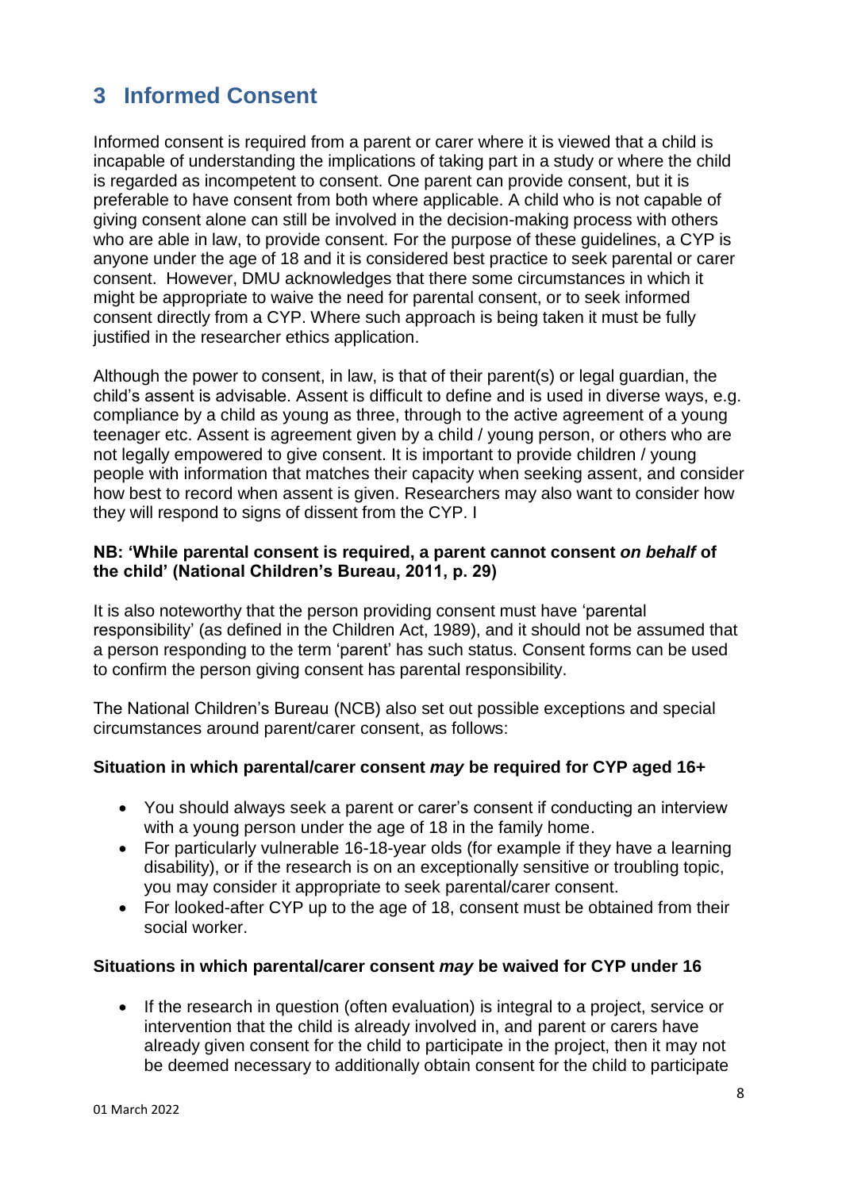## 3 Informed Consent

Informed consent is required from a parent or carer where it is viewed that a child is incapable of understanding the implications of taking part in a study or where the child is regarded as incompetent to consent. One parent can provide consent, but it is preferable to have consent from both where applicable. A child who is not capable of giving consent alone can still be involved in the decision-making process with others who are able in law, to provide consent. For the purpose of these guidelines, a CYP is anyone under the age of 18 and it is considered best practice to seek parental or carer consent. However, DMU acknowledges that there some circumstances in which it might be appropriate to waive the need for parental consent, or to seek informed consent directly from a CYP. Where such approach is being taken it must be fully justified in the researcher ethics application.

Although the power to consent, in law, is that of their parent(s) or legal guardian, the child's assent is advisable. Assent is difficult to define and is used in diverse ways, e.g. compliance by a child as young as three, through to the active agreement of a young teenager etc. Assent is agreement given by a child / young person, or others who are not legally empowered to give consent. It is important to provide children / young people with information that matches their capacity when seeking assent, and consider how best to record when assent is given. Researchers may also want to consider how they will respond to signs of dissent from the CYP. I

**NB: 'While parental consent is required, a parent cannot consent *on behalf* of the child' (National Children's Bureau, 2011, p. 29)**

It is also noteworthy that the person providing consent must have 'parental responsibility' (as defined in the Children Act, 1989), and it should not be assumed that a person responding to the term 'parent' has such status. Consent forms can be used to confirm the person giving consent has parental responsibility.

The National Children's Bureau (NCB) also set out possible exceptions and special circumstances around parent/carer consent, as follows:

**Situation in which parental/carer consent *may* be required for CYP aged 16+**

- You should always seek a parent or carer's consent if conducting an interview with a young person under the age of 18 in the family home.
- For particularly vulnerable 16-18-year olds (for example if they have a learning disability), or if the research is on an exceptionally sensitive or troubling topic, you may consider it appropriate to seek parental/carer consent.
- For looked-after CYP up to the age of 18, consent must be obtained from their social worker.

**Situations in which parental/carer consent *may* be waived for CYP under 16**

- If the research in question (often evaluation) is integral to a project, service or intervention that the child is already involved in, and parent or carers have already given consent for the child to participate in the project, then it may not be deemed necessary to additionally obtain consent for the child to participate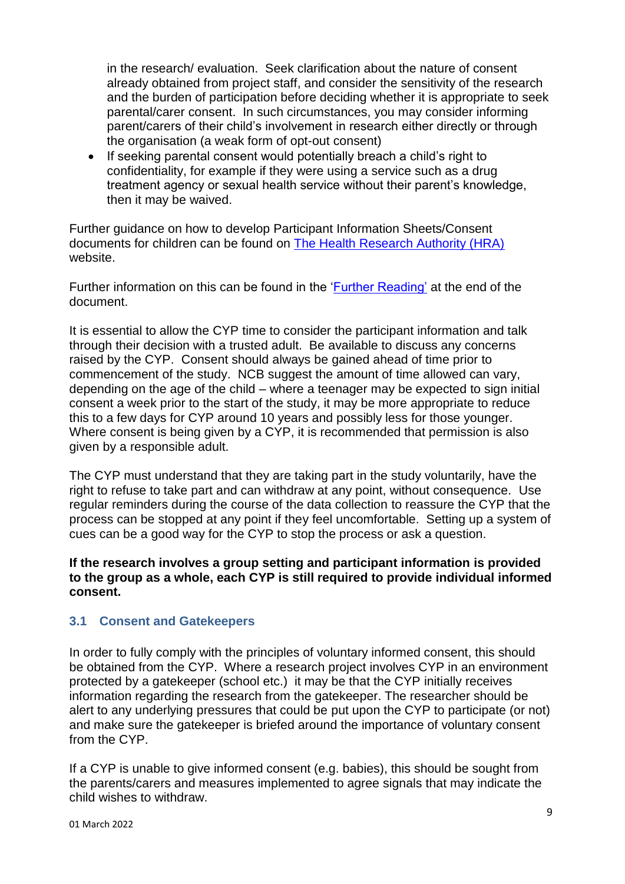in the research/ evaluation. Seek clarification about the nature of consent already obtained from project staff, and consider the sensitivity of the research and the burden of participation before deciding whether it is appropriate to seek parental/carer consent. In such circumstances, you may consider informing parent/carers of their child's involvement in research either directly or through the organisation (a weak form of opt-out consent)

- If seeking parental consent would potentially breach a child's right to confidentiality, for example if they were using a service such as a drug treatment agency or sexual health service without their parent's knowledge, then it may be waived.

Further guidance on how to develop Participant Information Sheets/Consent documents for children can be found on [The Health Research Authority (HRA)](#) website.

Further information on this can be found in the ['Further Reading'](#) at the end of the document.

It is essential to allow the CYP time to consider the participant information and talk through their decision with a trusted adult. Be available to discuss any concerns raised by the CYP. Consent should always be gained ahead of time prior to commencement of the study. NCB suggest the amount of time allowed can vary, depending on the age of the child – where a teenager may be expected to sign initial consent a week prior to the start of the study, it may be more appropriate to reduce this to a few days for CYP around 10 years and possibly less for those younger. Where consent is being given by a CYP, it is recommended that permission is also given by a responsible adult.

The CYP must understand that they are taking part in the study voluntarily, have the right to refuse to take part and can withdraw at any point, without consequence. Use regular reminders during the course of the data collection to reassure the CYP that the process can be stopped at any point if they feel uncomfortable. Setting up a system of cues can be a good way for the CYP to stop the process or ask a question.

**If the research involves a group setting and participant information is provided to the group as a whole, each CYP is still required to provide individual informed consent.**

### 3.1 Consent and Gatekeepers

In order to fully comply with the principles of voluntary informed consent, this should be obtained from the CYP. Where a research project involves CYP in an environment protected by a gatekeeper (school etc.) it may be that the CYP initially receives information regarding the research from the gatekeeper. The researcher should be alert to any underlying pressures that could be put upon the CYP to participate (or not) and make sure the gatekeeper is briefed around the importance of voluntary consent from the CYP.

If a CYP is unable to give informed consent (e.g. babies), this should be sought from the parents/carers and measures implemented to agree signals that may indicate the child wishes to withdraw.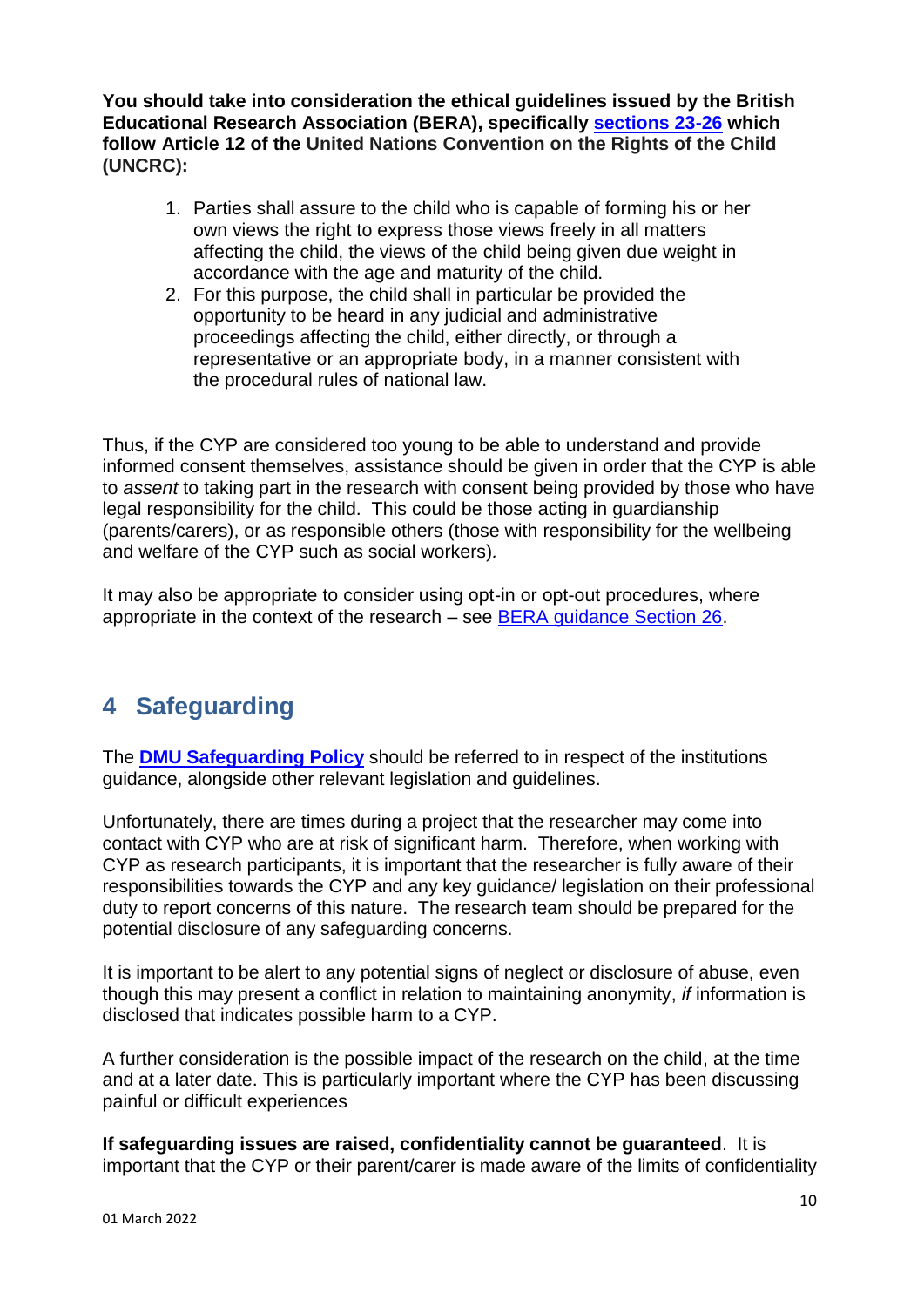**You should take into consideration the ethical guidelines issued by the British Educational Research Association (BERA), specifically [sections 23-26](#) which follow Article 12 of the United Nations Convention on the Rights of the Child (UNCRC):**

1. Parties shall assure to the child who is capable of forming his or her own views the right to express those views freely in all matters affecting the child, the views of the child being given due weight in accordance with the age and maturity of the child.
2. For this purpose, the child shall in particular be provided the opportunity to be heard in any judicial and administrative proceedings affecting the child, either directly, or through a representative or an appropriate body, in a manner consistent with the procedural rules of national law.

Thus, if the CYP are considered too young to be able to understand and provide informed consent themselves, assistance should be given in order that the CYP is able to *assent* to taking part in the research with consent being provided by those who have legal responsibility for the child. This could be those acting in guardianship (parents/carers), or as responsible others (those with responsibility for the wellbeing and welfare of the CYP such as social workers).

It may also be appropriate to consider using opt-in or opt-out procedures, where appropriate in the context of the research – see [BERA guidance Section 26](#).

## 4 Safeguarding

The **[DMU Safeguarding Policy](#)** should be referred to in respect of the institutions guidance, alongside other relevant legislation and guidelines.

Unfortunately, there are times during a project that the researcher may come into contact with CYP who are at risk of significant harm. Therefore, when working with CYP as research participants, it is important that the researcher is fully aware of their responsibilities towards the CYP and any key guidance/ legislation on their professional duty to report concerns of this nature. The research team should be prepared for the potential disclosure of any safeguarding concerns.

It is important to be alert to any potential signs of neglect or disclosure of abuse, even though this may present a conflict in relation to maintaining anonymity, *if* information is disclosed that indicates possible harm to a CYP.

A further consideration is the possible impact of the research on the child, at the time and at a later date. This is particularly important where the CYP has been discussing painful or difficult experiences

**If safeguarding issues are raised, confidentiality cannot be guaranteed**. It is important that the CYP or their parent/carer is made aware of the limits of confidentiality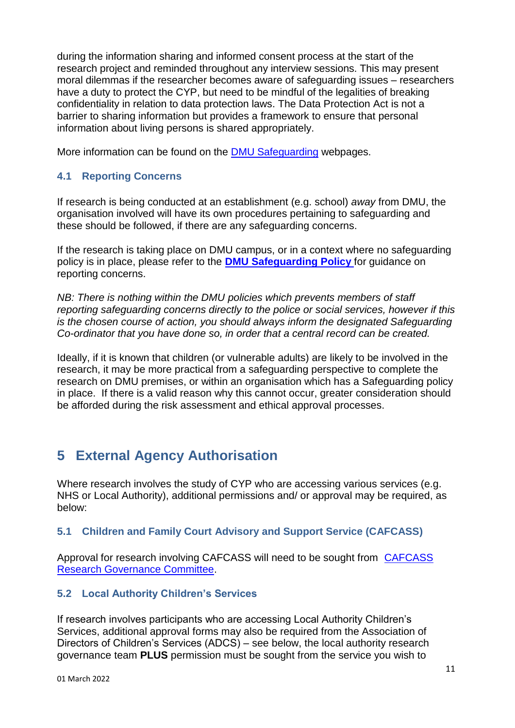during the information sharing and informed consent process at the start of the research project and reminded throughout any interview sessions. This may present moral dilemmas if the researcher becomes aware of safeguarding issues – researchers have a duty to protect the CYP, but need to be mindful of the legalities of breaking confidentiality in relation to data protection laws. The Data Protection Act is not a barrier to sharing information but provides a framework to ensure that personal information about living persons is shared appropriately.

More information can be found on the DMU Safeguarding webpages.

### 4.1 Reporting Concerns

If research is being conducted at an establishment (e.g. school) *away* from DMU, the organisation involved will have its own procedures pertaining to safeguarding and these should be followed, if there are any safeguarding concerns.

If the research is taking place on DMU campus, or in a context where no safeguarding policy is in place, please refer to the **DMU Safeguarding Policy** for guidance on reporting concerns.

*NB: There is nothing within the DMU policies which prevents members of staff reporting safeguarding concerns directly to the police or social services, however if this is the chosen course of action, you should always inform the designated Safeguarding Co-ordinator that you have done so, in order that a central record can be created.*

Ideally, if it is known that children (or vulnerable adults) are likely to be involved in the research, it may be more practical from a safeguarding perspective to complete the research on DMU premises, or within an organisation which has a Safeguarding policy in place. If there is a valid reason why this cannot occur, greater consideration should be afforded during the risk assessment and ethical approval processes.

## 5 External Agency Authorisation

Where research involves the study of CYP who are accessing various services (e.g. NHS or Local Authority), additional permissions and/ or approval may be required, as below:

### 5.1 Children and Family Court Advisory and Support Service (CAFCASS)

Approval for research involving CAFCASS will need to be sought from CAFCASS Research Governance Committee.

### 5.2 Local Authority Children's Services

If research involves participants who are accessing Local Authority Children's Services, additional approval forms may also be required from the Association of Directors of Children's Services (ADCS) – see below, the local authority research governance team **PLUS** permission must be sought from the service you wish to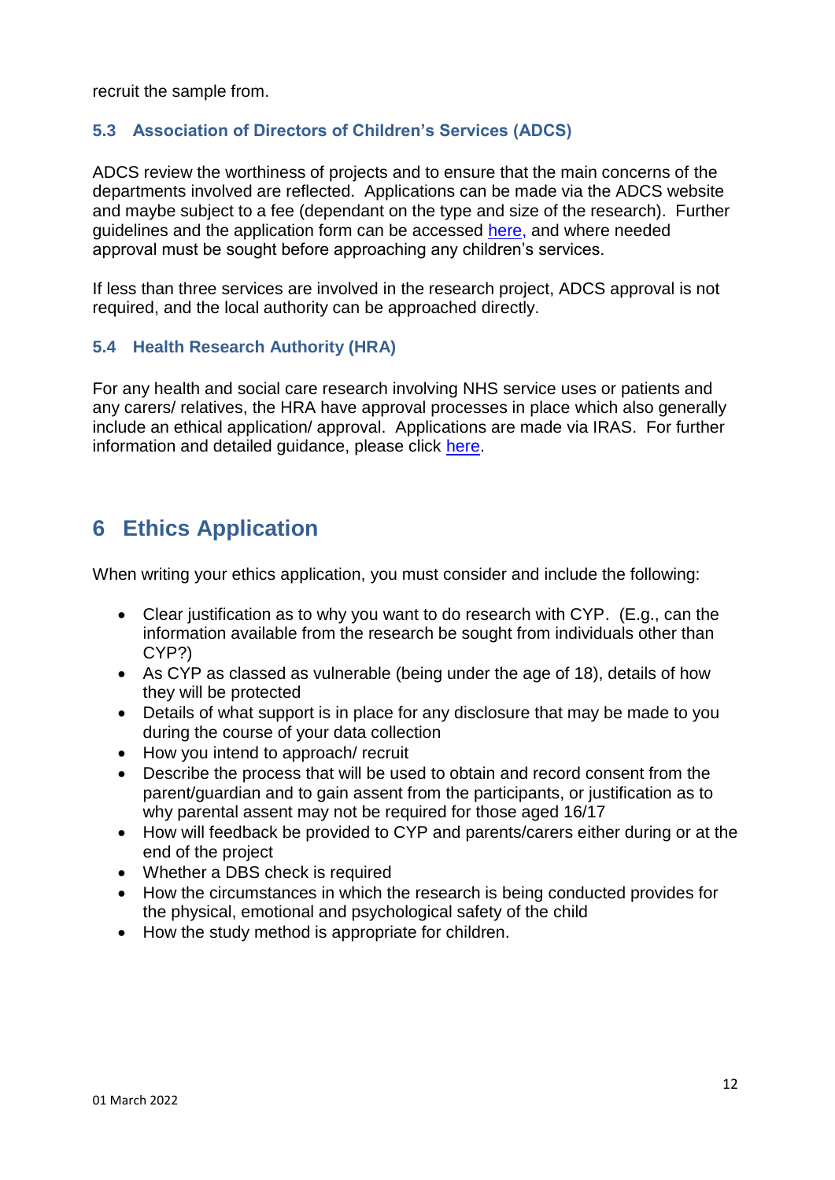recruit the sample from.

### 5.3 Association of Directors of Children's Services (ADCS)

ADCS review the worthiness of projects and to ensure that the main concerns of the departments involved are reflected. Applications can be made via the ADCS website and maybe subject to a fee (dependant on the type and size of the research). Further guidelines and the application form can be accessed here, and where needed approval must be sought before approaching any children's services.

If less than three services are involved in the research project, ADCS approval is not required, and the local authority can be approached directly.

### 5.4 Health Research Authority (HRA)

For any health and social care research involving NHS service uses or patients and any carers/ relatives, the HRA have approval processes in place which also generally include an ethical application/ approval. Applications are made via IRAS. For further information and detailed guidance, please click here.

## 6 Ethics Application

When writing your ethics application, you must consider and include the following:

- Clear justification as to why you want to do research with CYP. (E.g., can the information available from the research be sought from individuals other than CYP?)
- As CYP as classed as vulnerable (being under the age of 18), details of how they will be protected
- Details of what support is in place for any disclosure that may be made to you during the course of your data collection
- How you intend to approach/ recruit
- Describe the process that will be used to obtain and record consent from the parent/guardian and to gain assent from the participants, or justification as to why parental assent may not be required for those aged 16/17
- How will feedback be provided to CYP and parents/carers either during or at the end of the project
- Whether a DBS check is required
- How the circumstances in which the research is being conducted provides for the physical, emotional and psychological safety of the child
- How the study method is appropriate for children.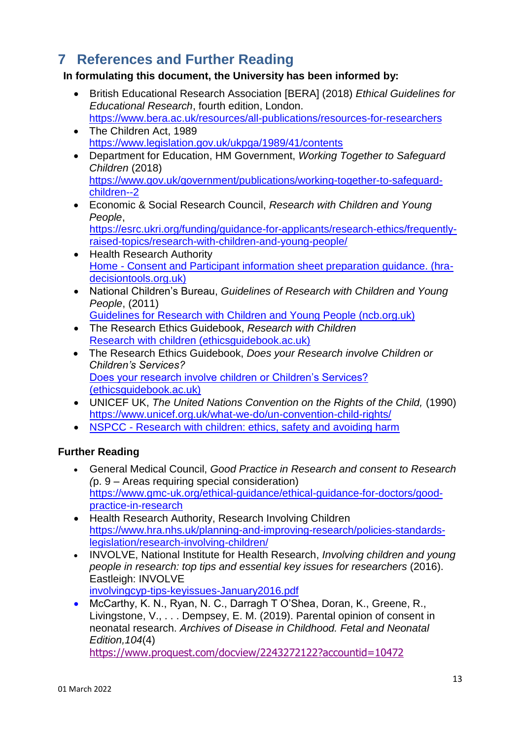## 7 References and Further Reading

**In formulating this document, the University has been informed by:**

- British Educational Research Association [BERA] (2018) *Ethical Guidelines for Educational Research*, fourth edition, London. https://www.bera.ac.uk/resources/all-publications/resources-for-researchers
- The Children Act, 1989 https://www.legislation.gov.uk/ukpga/1989/41/contents
- Department for Education, HM Government, *Working Together to Safeguard Children* (2018) https://www.gov.uk/government/publications/working-together-to-safeguard-children--2
- Economic & Social Research Council, *Research with Children and Young People*, https://esrc.ukri.org/funding/guidance-for-applicants/research-ethics/frequently-raised-topics/research-with-children-and-young-people/
- Health Research Authority Home - Consent and Participant information sheet preparation guidance. (hra-decisiontools.org.uk)
- National Children's Bureau, *Guidelines of Research with Children and Young People*, (2011) Guidelines for Research with Children and Young People (ncb.org.uk)
- The Research Ethics Guidebook, *Research with Children* Research with children (ethicsguidebook.ac.uk)
- The Research Ethics Guidebook, *Does your Research involve Children or Children's Services?* Does your research involve children or Children's Services? (ethicsguidebook.ac.uk)
- UNICEF UK, *The United Nations Convention on the Rights of the Child,* (1990) https://www.unicef.org.uk/what-we-do/un-convention-child-rights/
- NSPCC - Research with children: ethics, safety and avoiding harm

**Further Reading**

- General Medical Council, *Good Practice in Research and consent to Research (*p. 9 – Areas requiring special consideration) https://www.gmc-uk.org/ethical-guidance/ethical-guidance-for-doctors/good-practice-in-research
- Health Research Authority, Research Involving Children https://www.hra.nhs.uk/planning-and-improving-research/policies-standards-legislation/research-involving-children/
- INVOLVE, National Institute for Health Research, *Involving children and young people in research: top tips and essential key issues for researchers* (2016). Eastleigh: INVOLVE involvingcyp-tips-keyissues-January2016.pdf
- McCarthy, K. N., Ryan, N. C., Darragh T O'Shea, Doran, K., Greene, R., Livingstone, V., . . . Dempsey, E. M. (2019). Parental opinion of consent in neonatal research. *Archives of Disease in Childhood. Fetal and Neonatal Edition,104*(4) https://www.proquest.com/docview/2243272122?accountid=10472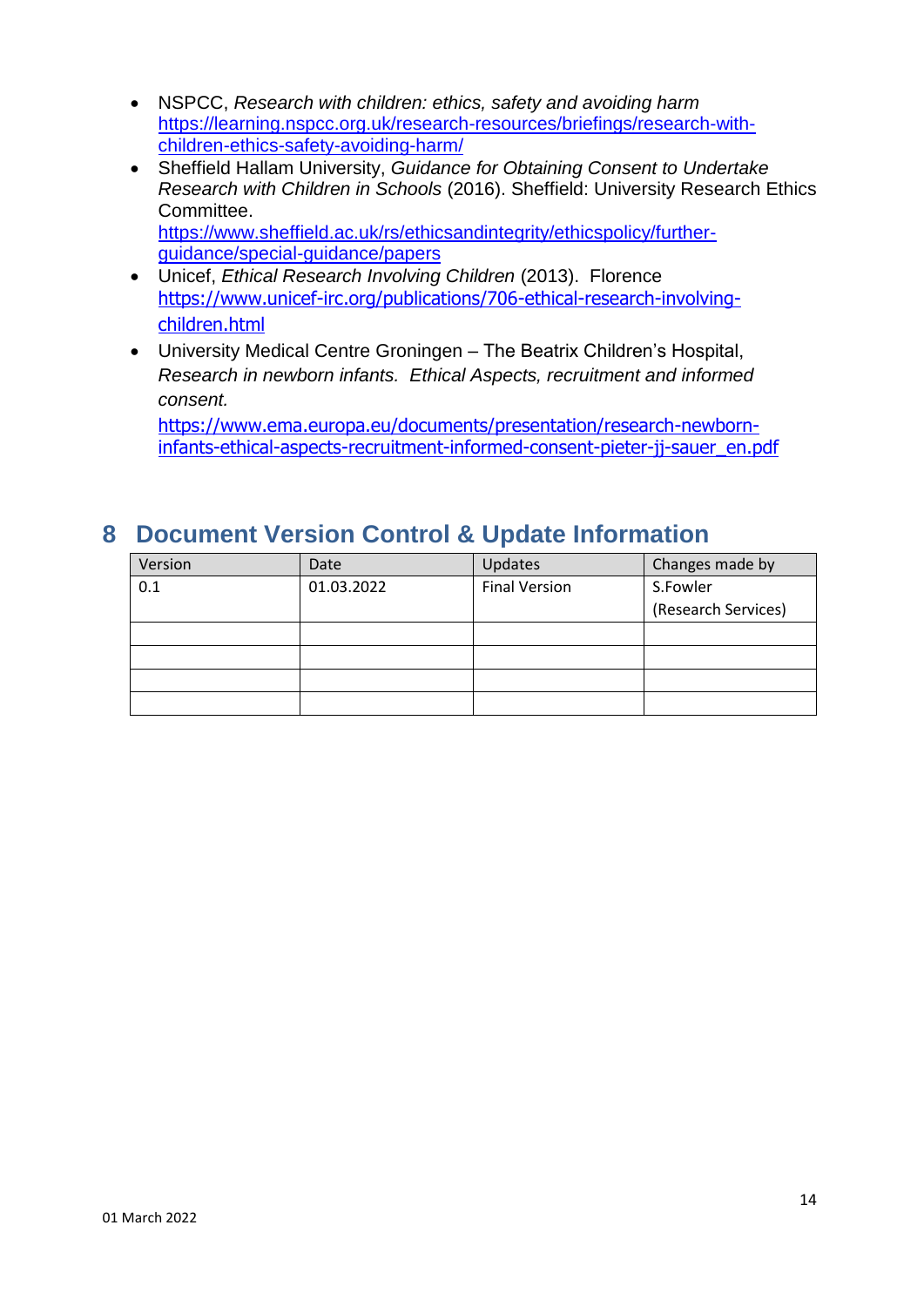- NSPCC, *Research with children: ethics, safety and avoiding harm* https://learning.nspcc.org.uk/research-resources/briefings/research-with-children-ethics-safety-avoiding-harm/
- Sheffield Hallam University, *Guidance for Obtaining Consent to Undertake Research with Children in Schools* (2016). Sheffield: University Research Ethics Committee. https://www.sheffield.ac.uk/rs/ethicsandintegrity/ethicspolicy/further-guidance/special-guidance/papers
- Unicef, *Ethical Research Involving Children* (2013). Florence https://www.unicef-irc.org/publications/706-ethical-research-involving-children.html
- University Medical Centre Groningen – The Beatrix Children's Hospital, *Research in newborn infants. Ethical Aspects, recruitment and informed consent.*

  https://www.ema.europa.eu/documents/presentation/research-newborn-infants-ethical-aspects-recruitment-informed-consent-pieter-jj-sauer_en.pdf

## 8 Document Version Control & Update Information

| Version | Date | Updates | Changes made by |
|---|---|---|---|
| 0.1 | 01.03.2022 | Final Version | S.Fowler (Research Services) |
| | | | |
| | | | |
| | | | |
| | | | |